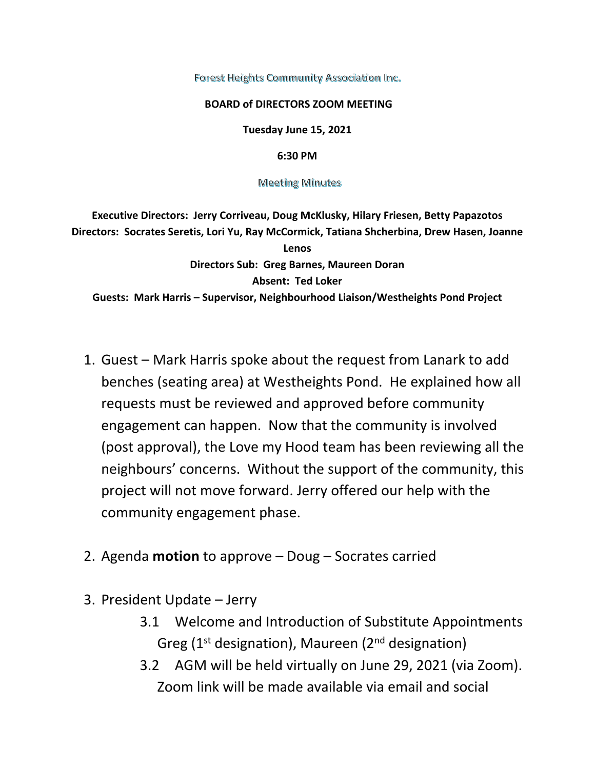Forest Heights Community Association Inc.

**BOARD of DIRECTORS ZOOM MEETING**

**Tuesday June 15, 2021**

**6:30 PM**

Meeting Minutes

**Executive Directors: Jerry Corriveau, Doug McKlusky, Hilary Friesen, Betty Papazotos**
**Directors: Socrates Seretis, Lori Yu, Ray McCormick, Tatiana Shcherbina, Drew Hasen, Joanne Lenos**
**Directors Sub: Greg Barnes, Maureen Doran**
**Absent: Ted Loker**
**Guests: Mark Harris – Supervisor, Neighbourhood Liaison/Westheights Pond Project**

1. Guest – Mark Harris spoke about the request from Lanark to add benches (seating area) at Westheights Pond. He explained how all requests must be reviewed and approved before community engagement can happen. Now that the community is involved (post approval), the Love my Hood team has been reviewing all the neighbours' concerns. Without the support of the community, this project will not move forward. Jerry offered our help with the community engagement phase.

2. Agenda **motion** to approve – Doug – Socrates carried

3. President Update – Jerry
   - 3.1 Welcome and Introduction of Substitute Appointments Greg (1st designation), Maureen (2nd designation)
   - 3.2 AGM will be held virtually on June 29, 2021 (via Zoom). Zoom link will be made available via email and social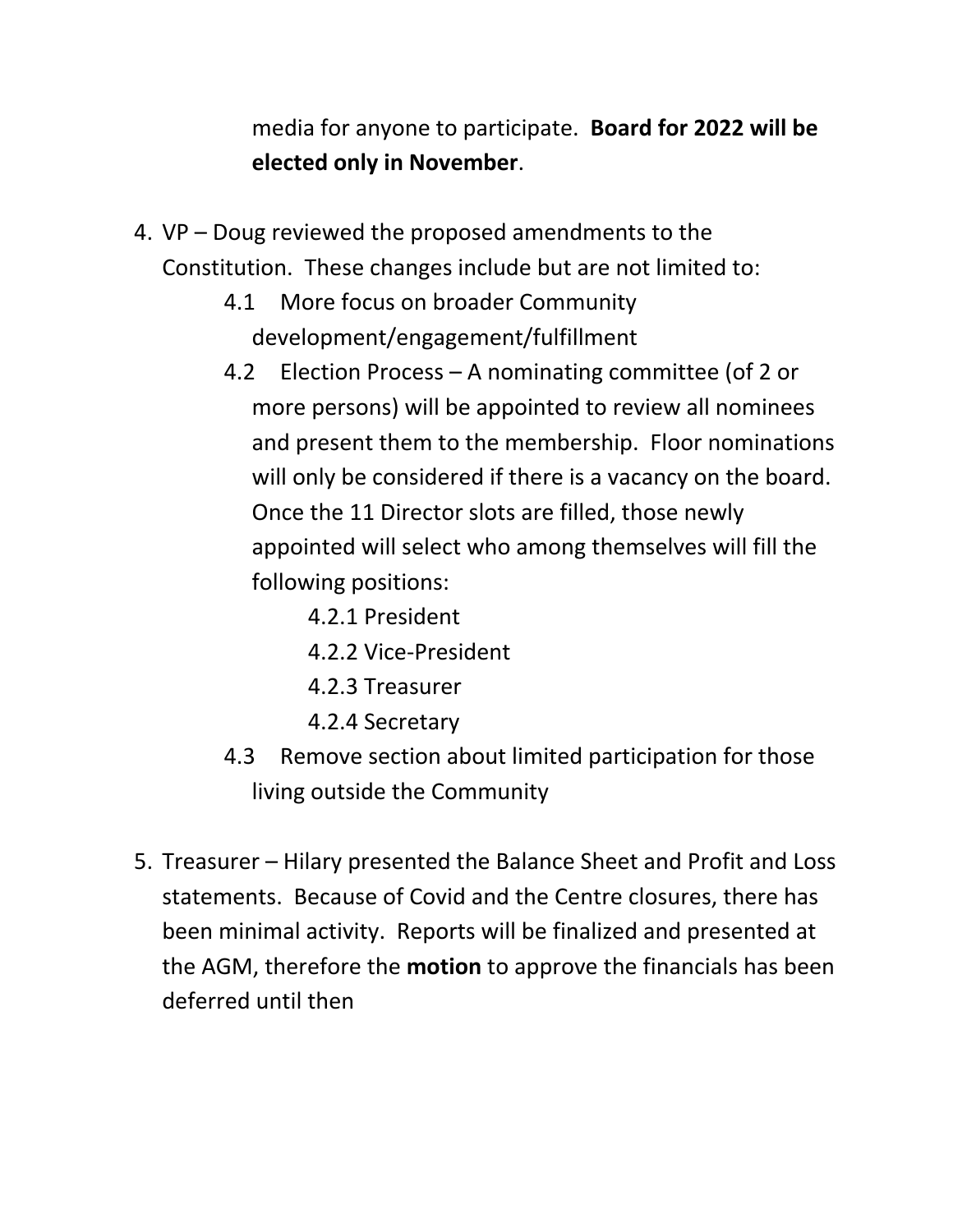media for anyone to participate. **Board for 2022 will be elected only in November**.

4. VP – Doug reviewed the proposed amendments to the Constitution. These changes include but are not limited to:
   - 4.1 More focus on broader Community development/engagement/fulfillment
   - 4.2 Election Process – A nominating committee (of 2 or more persons) will be appointed to review all nominees and present them to the membership. Floor nominations will only be considered if there is a vacancy on the board. Once the 11 Director slots are filled, those newly appointed will select who among themselves will fill the following positions:
     - 4.2.1 President
     - 4.2.2 Vice-President
     - 4.2.3 Treasurer
     - 4.2.4 Secretary
   - 4.3 Remove section about limited participation for those living outside the Community

5. Treasurer – Hilary presented the Balance Sheet and Profit and Loss statements. Because of Covid and the Centre closures, there has been minimal activity. Reports will be finalized and presented at the AGM, therefore the **motion** to approve the financials has been deferred until then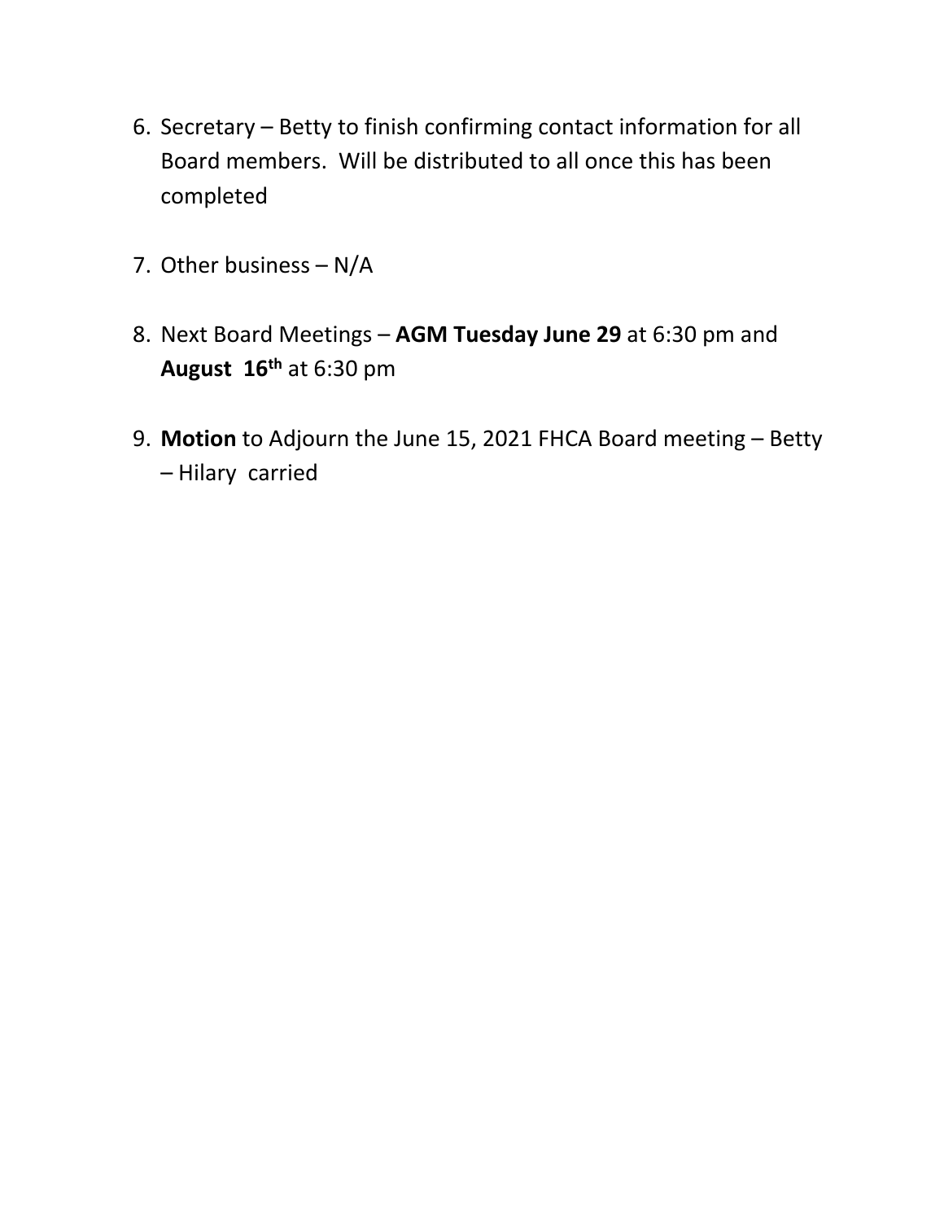6. Secretary – Betty to finish confirming contact information for all Board members. Will be distributed to all once this has been completed

7. Other business – N/A

8. Next Board Meetings – **AGM Tuesday June 29** at 6:30 pm and **August 16th** at 6:30 pm

9. **Motion** to Adjourn the June 15, 2021 FHCA Board meeting – Betty – Hilary carried